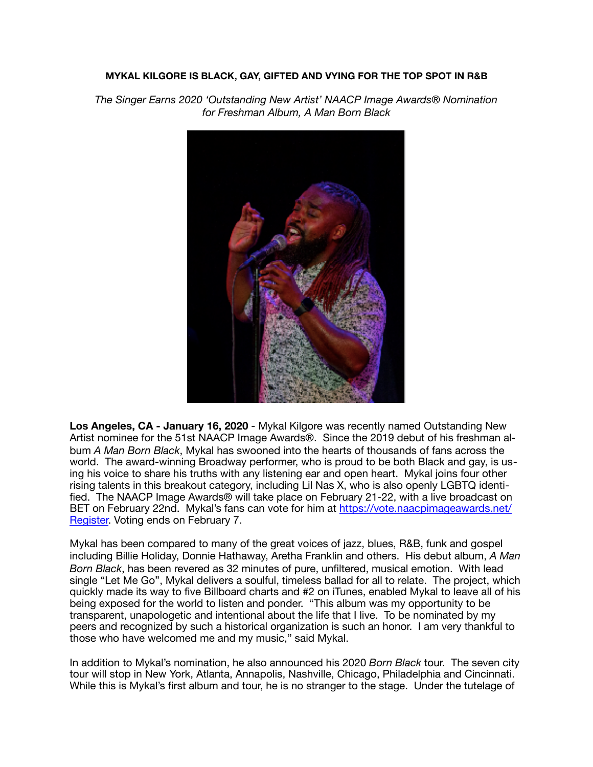**MYKAL KILGORE IS BLACK, GAY, GIFTED AND VYING FOR THE TOP SPOT IN R&B**

*The Singer Earns 2020 'Outstanding New Artist' NAACP Image Awards® Nomination for Freshman Album, A Man Born Black*

**Los Angeles, CA - January 16, 2020** - Mykal Kilgore was recently named Outstanding New Artist nominee for the 51st NAACP Image Awards®. Since the 2019 debut of his freshman album *A Man Born Black*, Mykal has swooned into the hearts of thousands of fans across the world. The award-winning Broadway performer, who is proud to be both Black and gay, is using his voice to share his truths with any listening ear and open heart. Mykal joins four other rising talents in this breakout category, including Lil Nas X, who is also openly LGBTQ identified. The NAACP Image Awards® will take place on February 21-22, with a live broadcast on BET on February 22nd. Mykal's fans can vote for him at [https://vote.naacpimageawards.net/Register](https://vote.naacpimageawards.net/Register). Voting ends on February 7.

Mykal has been compared to many of the great voices of jazz, blues, R&B, funk and gospel including Billie Holiday, Donnie Hathaway, Aretha Franklin and others. His debut album, *A Man Born Black*, has been revered as 32 minutes of pure, unfiltered, musical emotion. With lead single "Let Me Go", Mykal delivers a soulful, timeless ballad for all to relate. The project, which quickly made its way to five Billboard charts and #2 on iTunes, enabled Mykal to leave all of his being exposed for the world to listen and ponder. "This album was my opportunity to be transparent, unapologetic and intentional about the life that I live. To be nominated by my peers and recognized by such a historical organization is such an honor. I am very thankful to those who have welcomed me and my music," said Mykal.

In addition to Mykal's nomination, he also announced his 2020 *Born Black* tour. The seven city tour will stop in New York, Atlanta, Annapolis, Nashville, Chicago, Philadelphia and Cincinnati. While this is Mykal's first album and tour, he is no stranger to the stage. Under the tutelage of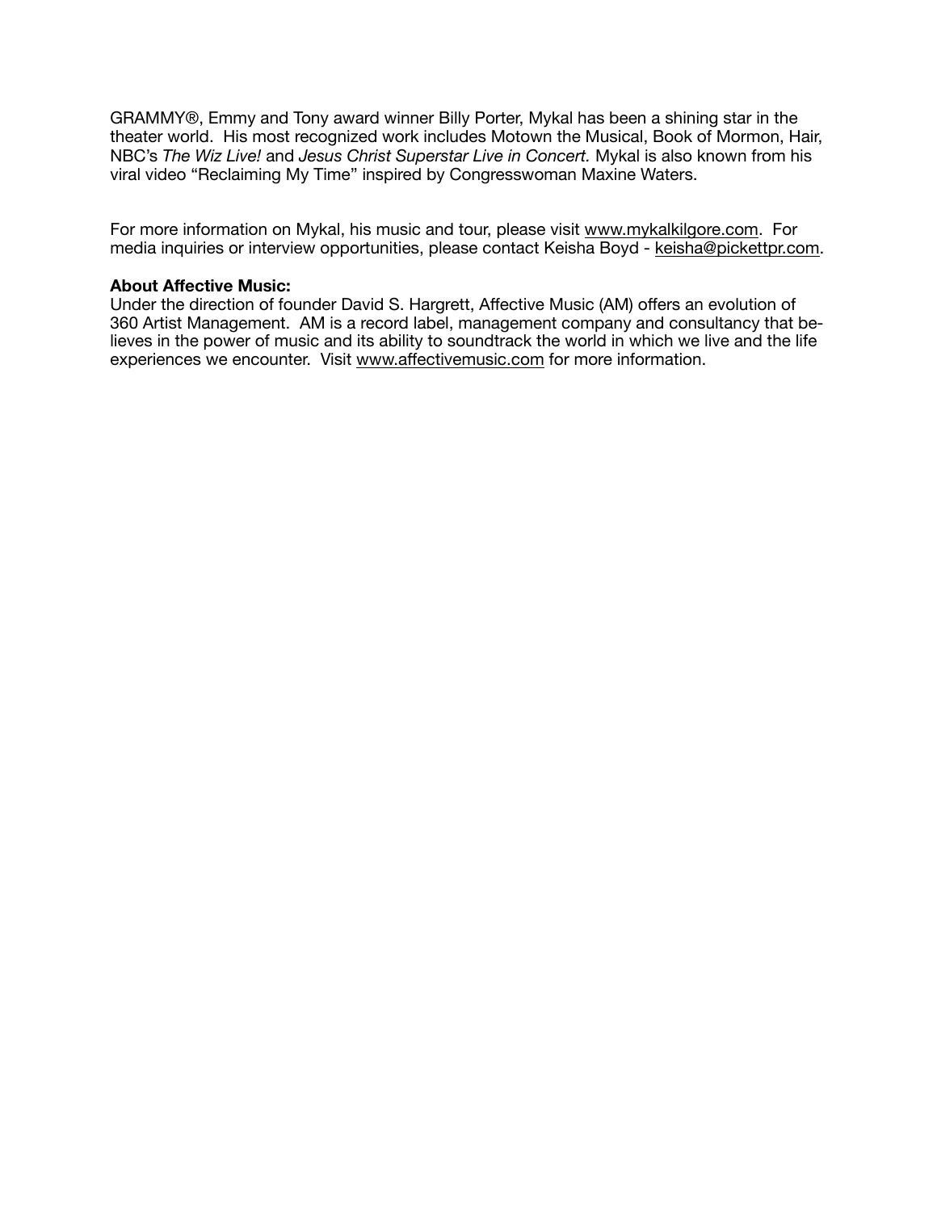GRAMMY®, Emmy and Tony award winner Billy Porter, Mykal has been a shining star in the theater world. His most recognized work includes Motown the Musical, Book of Mormon, Hair, NBC's *The Wiz Live!* and *Jesus Christ Superstar Live in Concert.* Mykal is also known from his viral video "Reclaiming My Time" inspired by Congresswoman Maxine Waters.

For more information on Mykal, his music and tour, please visit www.mykalkilgore.com. For media inquiries or interview opportunities, please contact Keisha Boyd - keisha@pickettpr.com.

**About Affective Music:**

Under the direction of founder David S. Hargrett, Affective Music (AM) offers an evolution of 360 Artist Management. AM is a record label, management company and consultancy that believes in the power of music and its ability to soundtrack the world in which we live and the life experiences we encounter. Visit www.affectivemusic.com for more information.